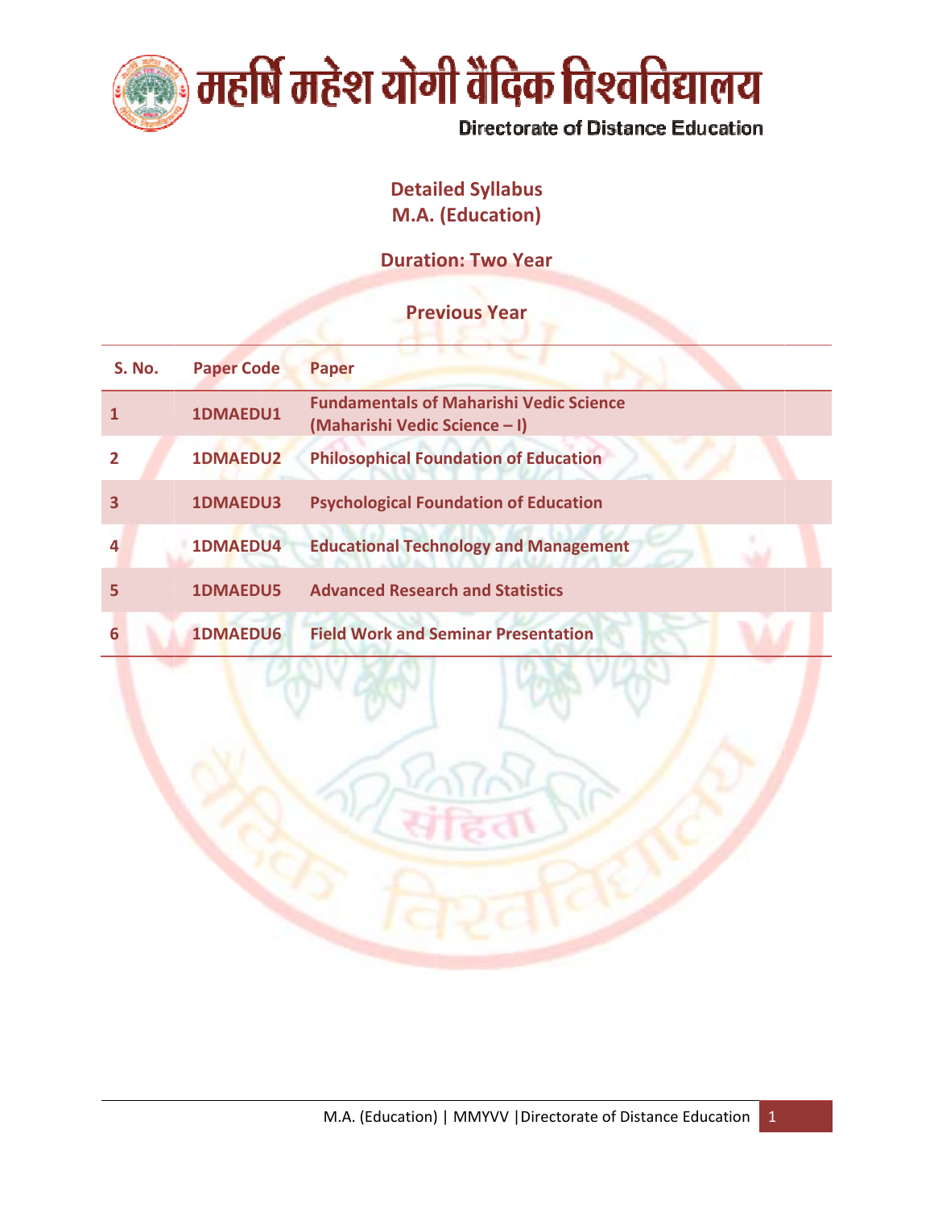# महर्षि महेश योगी वैदिक विश्वविद्यालय

Directorate of Distance Education

## Detailed Syllabus
## M.A. (Education)

### Duration: Two Year

### Previous Year

| S. No. | Paper Code | Paper |
|---|---|---|
| 1 | 1DMAEDU1 | Fundamentals of Maharishi Vedic Science (Maharishi Vedic Science – I) |
| 2 | 1DMAEDU2 | Philosophical Foundation of Education |
| 3 | 1DMAEDU3 | Psychological Foundation of Education |
| 4 | 1DMAEDU4 | Educational Technology and Management |
| 5 | 1DMAEDU5 | Advanced Research and Statistics |
| 6 | 1DMAEDU6 | Field Work and Seminar Presentation |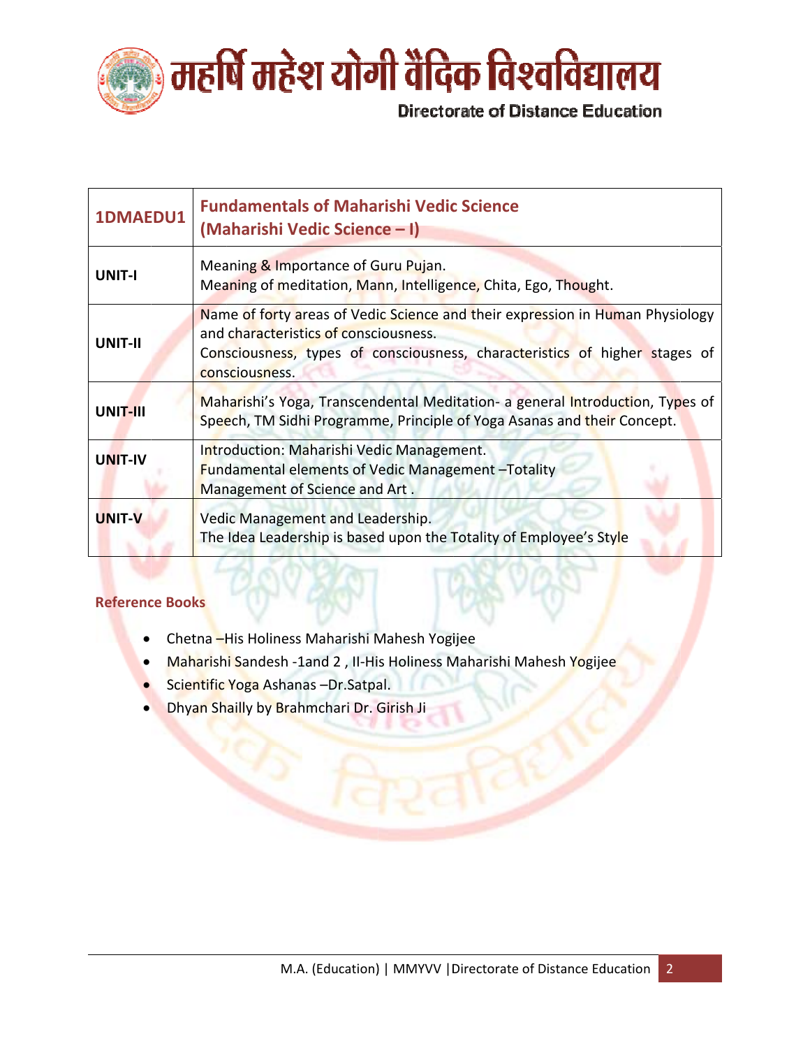| 1DMAEDU1 | Fundamentals of Maharishi Vedic Science (Maharishi Vedic Science – I) |
|---|---|
| UNIT-I | Meaning & Importance of Guru Pujan.<br>Meaning of meditation, Mann, Intelligence, Chita, Ego, Thought. |
| UNIT-II | Name of forty areas of Vedic Science and their expression in Human Physiology and characteristics of consciousness.<br>Consciousness, types of consciousness, characteristics of higher stages of consciousness. |
| UNIT-III | Maharishi's Yoga, Transcendental Meditation- a general Introduction, Types of Speech, TM Sidhi Programme, Principle of Yoga Asanas and their Concept. |
| UNIT-IV | Introduction: Maharishi Vedic Management.<br>Fundamental elements of Vedic Management –Totality<br>Management of Science and Art . |
| UNIT-V | Vedic Management and Leadership.<br>The Idea Leadership is based upon the Totality of Employee's Style |

**Reference Books**

- Chetna –His Holiness Maharishi Mahesh Yogijee
- Maharishi Sandesh -1and 2 , II-His Holiness Maharishi Mahesh Yogijee
- Scientific Yoga Ashanas –Dr.Satpal.
- Dhyan Shailly by Brahmchari Dr. Girish Ji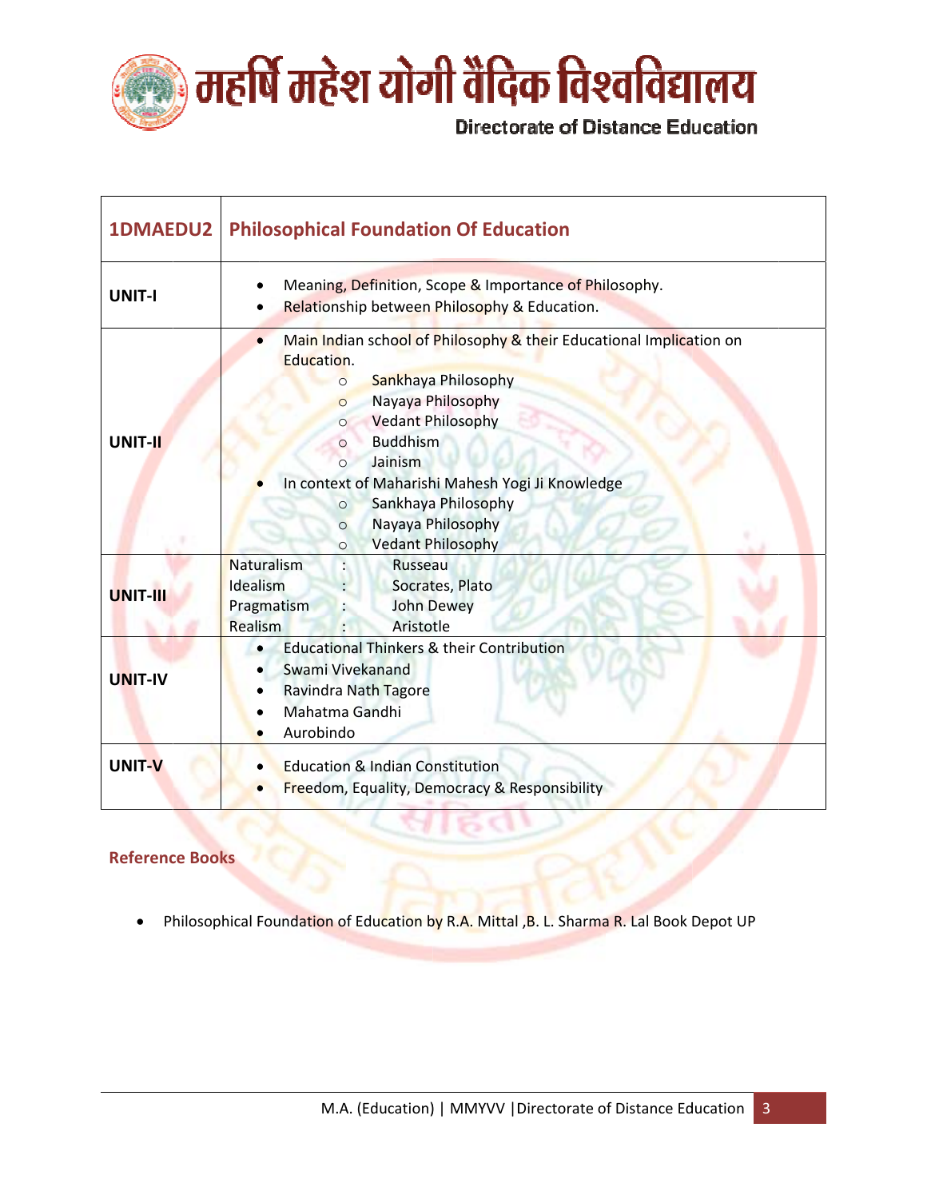| 1DMAEDU2 | Philosophical Foundation Of Education |
|---|---|
| UNIT-I | • Meaning, Definition, Scope & Importance of Philosophy.<br>• Relationship between Philosophy & Education. |
| UNIT-II | • Main Indian school of Philosophy & their Educational Implication on Education.<br>○ Sankhaya Philosophy<br>○ Nayaya Philosophy<br>○ Vedant Philosophy<br>○ Buddhism<br>○ Jainism<br>• In context of Maharishi Mahesh Yogi Ji Knowledge<br>○ Sankhaya Philosophy<br>○ Nayaya Philosophy<br>○ Vedant Philosophy |
| UNIT-III | Naturalism : Russeau<br>Idealism : Socrates, Plato<br>Pragmatism : John Dewey<br>Realism : Aristotle |
| UNIT-IV | • Educational Thinkers & their Contribution<br>• Swami Vivekanand<br>• Ravindra Nath Tagore<br>• Mahatma Gandhi<br>• Aurobindo |
| UNIT-V | • Education & Indian Constitution<br>• Freedom, Equality, Democracy & Responsibility |

## Reference Books

- Philosophical Foundation of Education by R.A. Mittal ,B. L. Sharma R. Lal Book Depot UP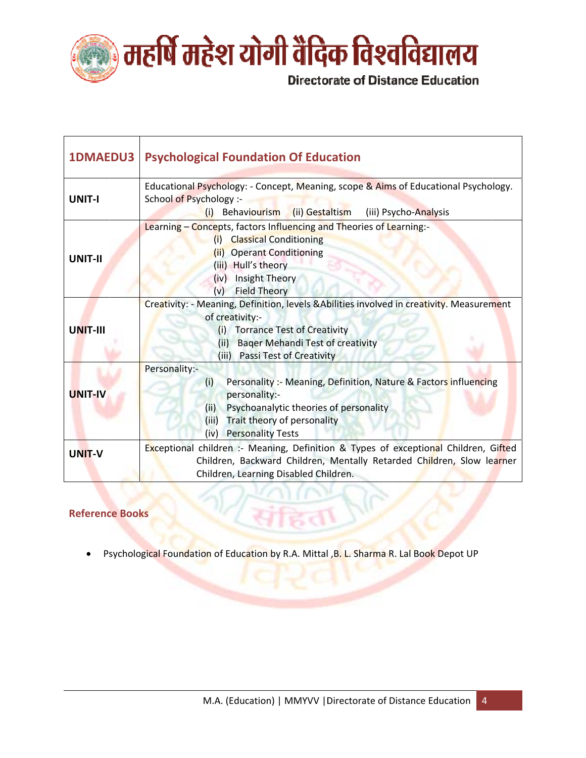| 1DMAEDU3 | **Psychological Foundation Of Education** |
|---|---|
| **UNIT-I** | Educational Psychology: - Concept, Meaning, scope & Aims of Educational Psychology. School of Psychology :- (i) Behaviourism (ii) Gestaltism (iii) Psycho-Analysis |
| **UNIT-II** | Learning – Concepts, factors Influencing and Theories of Learning:- (i) Classical Conditioning (ii) Operant Conditioning (iii) Hull's theory (iv) Insight Theory (v) Field Theory |
| **UNIT-III** | Creativity: - Meaning, Definition, levels &Abilities involved in creativity. Measurement of creativity:- (i) Torrance Test of Creativity (ii) Baqer Mehandi Test of creativity (iii) Passi Test of Creativity |
| **UNIT-IV** | Personality:- (i) Personality :- Meaning, Definition, Nature & Factors influencing personality:- (ii) Psychoanalytic theories of personality (iii) Trait theory of personality (iv) Personality Tests |
| **UNIT-V** | Exceptional children :- Meaning, Definition & Types of exceptional Children, Gifted Children, Backward Children, Mentally Retarded Children, Slow learner Children, Learning Disabled Children. |

## Reference Books

- Psychological Foundation of Education by R.A. Mittal ,B. L. Sharma R. Lal Book Depot UP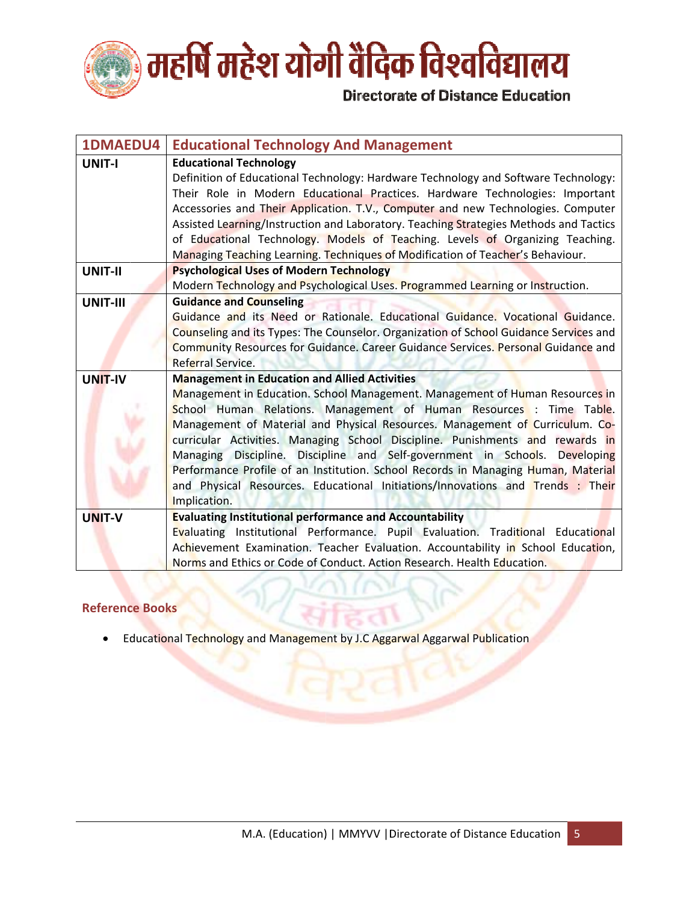| 1DMAEDU4 | Educational Technology And Management |
|---|---|
| UNIT-I | **Educational Technology**<br>Definition of Educational Technology: Hardware Technology and Software Technology: Their Role in Modern Educational Practices. Hardware Technologies: Important Accessories and Their Application. T.V., Computer and new Technologies. Computer Assisted Learning/Instruction and Laboratory. Teaching Strategies Methods and Tactics of Educational Technology. Models of Teaching. Levels of Organizing Teaching. Managing Teaching Learning. Techniques of Modification of Teacher's Behaviour. |
| UNIT-II | **Psychological Uses of Modern Technology**<br>Modern Technology and Psychological Uses. Programmed Learning or Instruction. |
| UNIT-III | **Guidance and Counseling**<br>Guidance and its Need or Rationale. Educational Guidance. Vocational Guidance. Counseling and its Types: The Counselor. Organization of School Guidance Services and Community Resources for Guidance. Career Guidance Services. Personal Guidance and Referral Service. |
| UNIT-IV | **Management in Education and Allied Activities**<br>Management in Education. School Management. Management of Human Resources in School Human Relations. Management of Human Resources : Time Table. Management of Material and Physical Resources. Management of Curriculum. Co-curricular Activities. Managing School Discipline. Punishments and rewards in Managing Discipline. Discipline and Self-government in Schools. Developing Performance Profile of an Institution. School Records in Managing Human, Material and Physical Resources. Educational Initiations/Innovations and Trends : Their Implication. |
| UNIT-V | **Evaluating Institutional performance and Accountability**<br>Evaluating Institutional Performance. Pupil Evaluation. Traditional Educational Achievement Examination. Teacher Evaluation. Accountability in School Education, Norms and Ethics or Code of Conduct. Action Research. Health Education. |

### Reference Books

- Educational Technology and Management by J.C Aggarwal Aggarwal Publication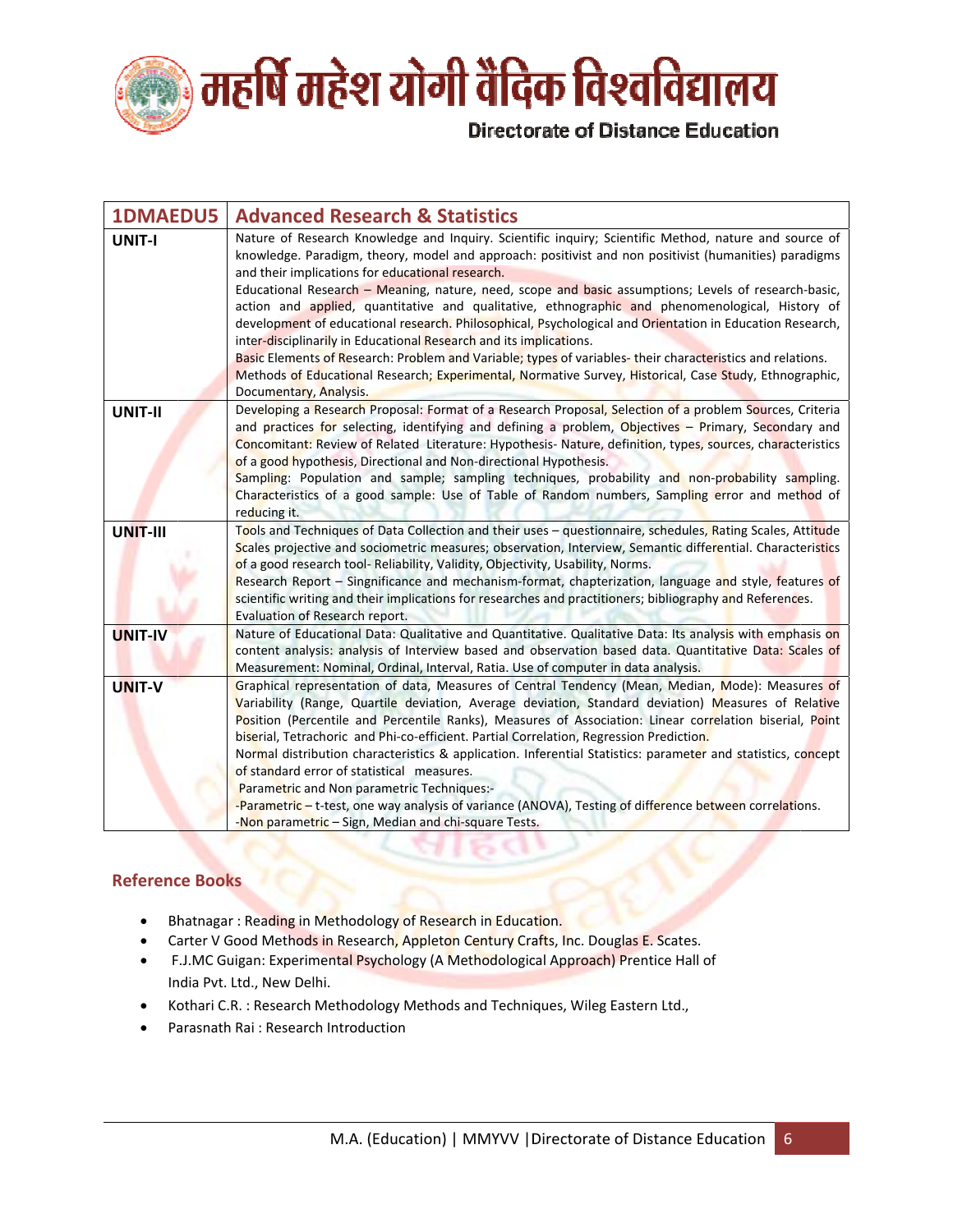| 1DMAEDU5 | Advanced Research & Statistics |
|---|---|
| UNIT-I | Nature of Research Knowledge and Inquiry. Scientific inquiry; Scientific Method, nature and source of knowledge. Paradigm, theory, model and approach: positivist and non positivist (humanities) paradigms and their implications for educational research. Educational Research – Meaning, nature, need, scope and basic assumptions; Levels of research-basic, action and applied, quantitative and qualitative, ethnographic and phenomenological, History of development of educational research. Philosophical, Psychological and Orientation in Education Research, inter-disciplinarily in Educational Research and its implications. Basic Elements of Research: Problem and Variable; types of variables- their characteristics and relations. Methods of Educational Research; Experimental, Normative Survey, Historical, Case Study, Ethnographic, Documentary, Analysis. |
| UNIT-II | Developing a Research Proposal: Format of a Research Proposal, Selection of a problem Sources, Criteria and practices for selecting, identifying and defining a problem, Objectives – Primary, Secondary and Concomitant: Review of Related Literature: Hypothesis- Nature, definition, types, sources, characteristics of a good hypothesis, Directional and Non-directional Hypothesis. Sampling: Population and sample; sampling techniques, probability and non-probability sampling. Characteristics of a good sample: Use of Table of Random numbers, Sampling error and method of reducing it. |
| UNIT-III | Tools and Techniques of Data Collection and their uses – questionnaire, schedules, Rating Scales, Attitude Scales projective and sociometric measures; observation, Interview, Semantic differential. Characteristics of a good research tool- Reliability, Validity, Objectivity, Usability, Norms. Research Report – Singnificance and mechanism-format, chapterization, language and style, features of scientific writing and their implications for researches and practitioners; bibliography and References. Evaluation of Research report. |
| UNIT-IV | Nature of Educational Data: Qualitative and Quantitative. Qualitative Data: Its analysis with emphasis on content analysis: analysis of Interview based and observation based data. Quantitative Data: Scales of Measurement: Nominal, Ordinal, Interval, Ratia. Use of computer in data analysis. |
| UNIT-V | Graphical representation of data, Measures of Central Tendency (Mean, Median, Mode): Measures of Variability (Range, Quartile deviation, Average deviation, Standard deviation) Measures of Relative Position (Percentile and Percentile Ranks), Measures of Association: Linear correlation biserial, Point biserial, Tetrachoric and Phi-co-efficient. Partial Correlation, Regression Prediction. Normal distribution characteristics & application. Inferential Statistics: parameter and statistics, concept of standard error of statistical measures. Parametric and Non parametric Techniques:- -Parametric – t-test, one way analysis of variance (ANOVA), Testing of difference between correlations. -Non parametric – Sign, Median and chi-square Tests. |

## Reference Books

- Bhatnagar : Reading in Methodology of Research in Education.
- Carter V Good Methods in Research, Appleton Century Crafts, Inc. Douglas E. Scates.
- F.J.MC Guigan: Experimental Psychology (A Methodological Approach) Prentice Hall of India Pvt. Ltd., New Delhi.
- Kothari C.R. : Research Methodology Methods and Techniques, Wileg Eastern Ltd.,
- Parasnath Rai : Research Introduction